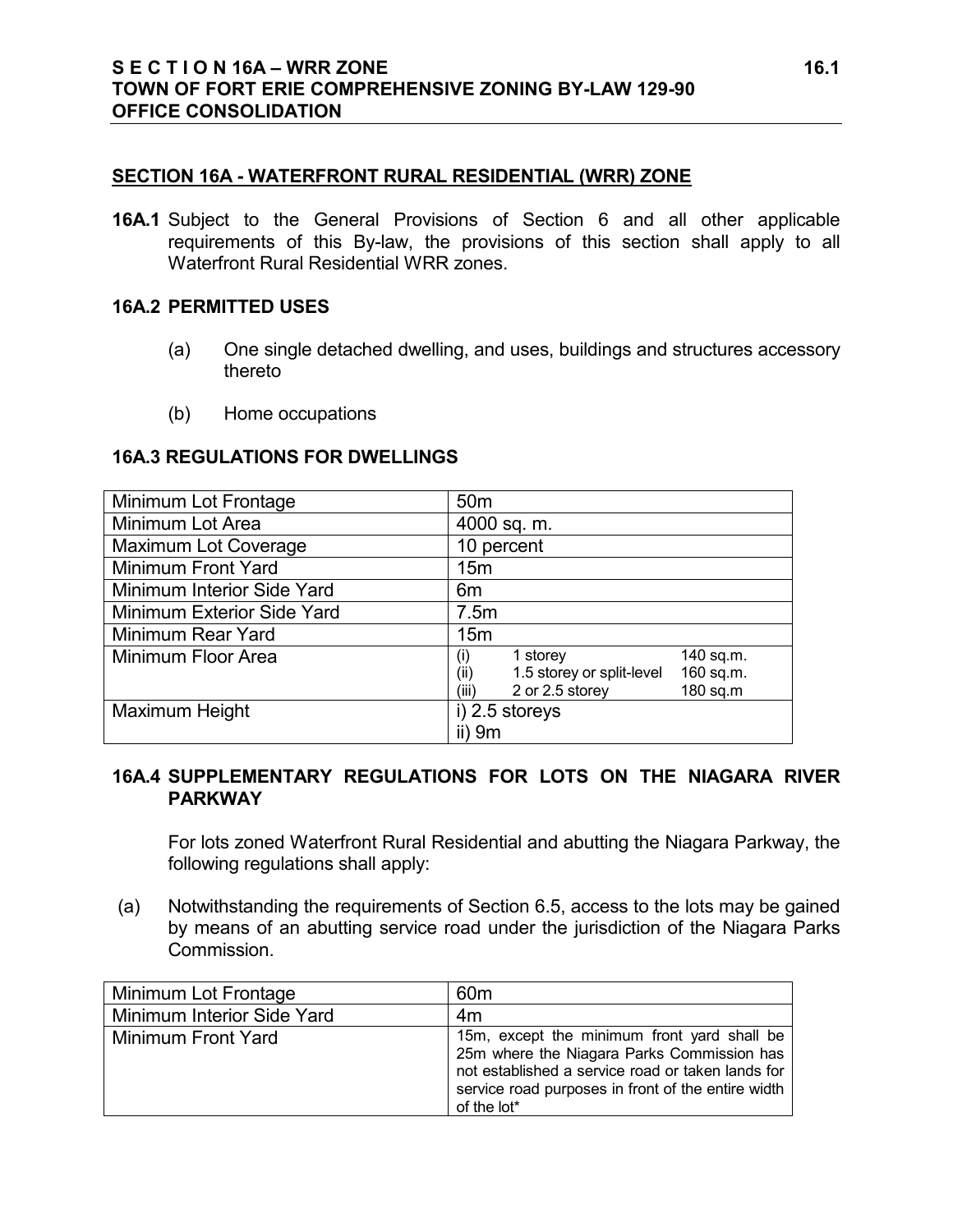## SECTION 16A - WATERFRONT RURAL RESIDENTIAL (WRR) ZONE

**16A.1** Subject to the General Provisions of Section 6 and all other applicable requirements of this By-law, the provisions of this section shall apply to all Waterfront Rural Residential WRR zones.

### 16A.2 PERMITTED USES

(a) One single detached dwelling, and uses, buildings and structures accessory thereto

(b) Home occupations

### 16A.3 REGULATIONS FOR DWELLINGS

| | |
|---|---|
| Minimum Lot Frontage | 50m |
| Minimum Lot Area | 4000 sq. m. |
| Maximum Lot Coverage | 10 percent |
| Minimum Front Yard | 15m |
| Minimum Interior Side Yard | 6m |
| Minimum Exterior Side Yard | 7.5m |
| Minimum Rear Yard | 15m |
| Minimum Floor Area | (i) 1 storey 140 sq.m.<br>(ii) 1.5 storey or split-level 160 sq.m.<br>(iii) 2 or 2.5 storey 180 sq.m |
| Maximum Height | i) 2.5 storeys<br>ii) 9m |

### 16A.4 SUPPLEMENTARY REGULATIONS FOR LOTS ON THE NIAGARA RIVER PARKWAY

For lots zoned Waterfront Rural Residential and abutting the Niagara Parkway, the following regulations shall apply:

(a) Notwithstanding the requirements of Section 6.5, access to the lots may be gained by means of an abutting service road under the jurisdiction of the Niagara Parks Commission.

| | |
|---|---|
| Minimum Lot Frontage | 60m |
| Minimum Interior Side Yard | 4m |
| Minimum Front Yard | 15m, except the minimum front yard shall be 25m where the Niagara Parks Commission has not established a service road or taken lands for service road purposes in front of the entire width of the lot* |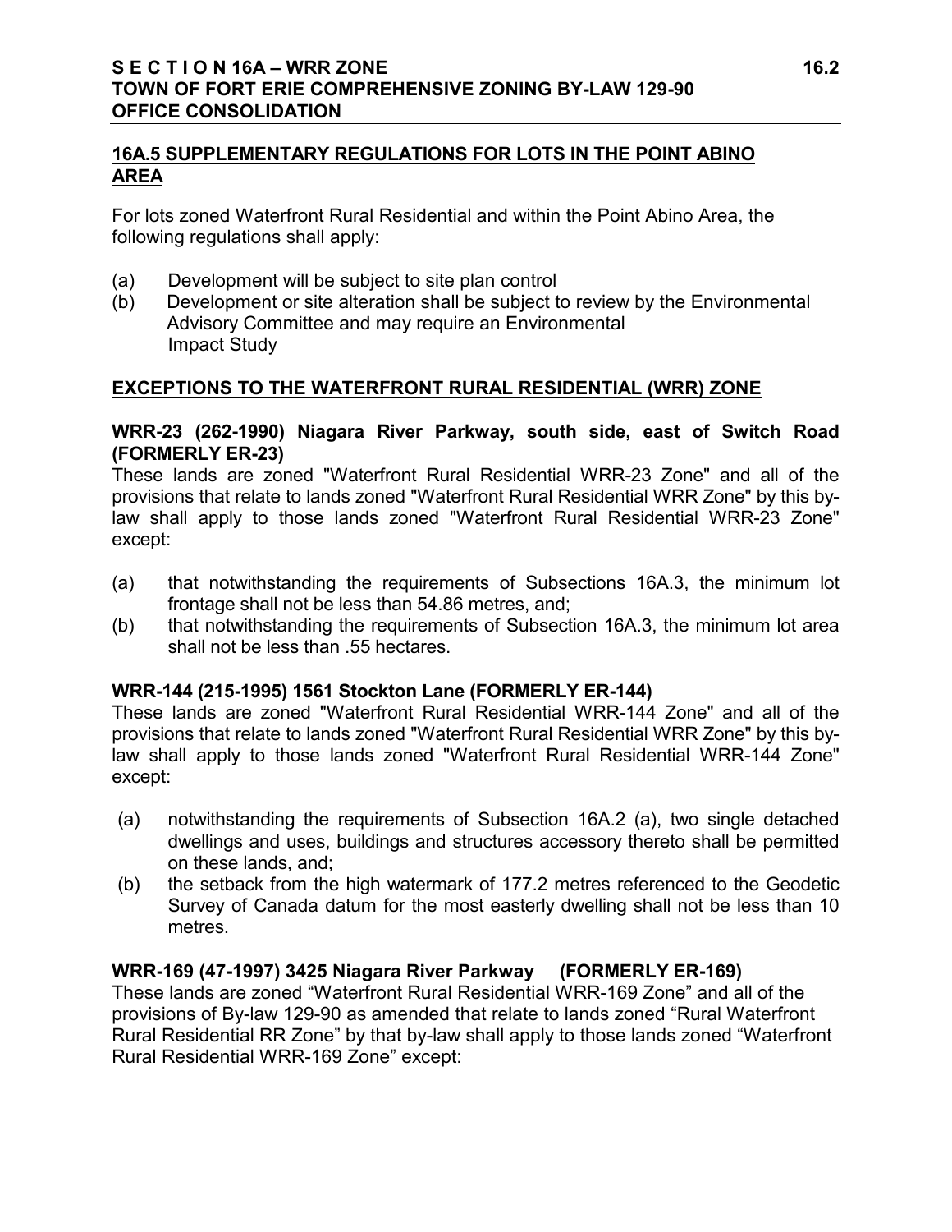## 16A.5 SUPPLEMENTARY REGULATIONS FOR LOTS IN THE POINT ABINO AREA

For lots zoned Waterfront Rural Residential and within the Point Abino Area, the following regulations shall apply:

(a) Development will be subject to site plan control
(b) Development or site alteration shall be subject to review by the Environmental Advisory Committee and may require an Environmental Impact Study

## EXCEPTIONS TO THE WATERFRONT RURAL RESIDENTIAL (WRR) ZONE

### WRR-23 (262-1990) Niagara River Parkway, south side, east of Switch Road (FORMERLY ER-23)

These lands are zoned "Waterfront Rural Residential WRR-23 Zone" and all of the provisions that relate to lands zoned "Waterfront Rural Residential WRR Zone" by this by-law shall apply to those lands zoned "Waterfront Rural Residential WRR-23 Zone" except:

(a) that notwithstanding the requirements of Subsections 16A.3, the minimum lot frontage shall not be less than 54.86 metres, and;
(b) that notwithstanding the requirements of Subsection 16A.3, the minimum lot area shall not be less than .55 hectares.

### WRR-144 (215-1995) 1561 Stockton Lane (FORMERLY ER-144)

These lands are zoned "Waterfront Rural Residential WRR-144 Zone" and all of the provisions that relate to lands zoned "Waterfront Rural Residential WRR Zone" by this by-law shall apply to those lands zoned "Waterfront Rural Residential WRR-144 Zone" except:

(a) notwithstanding the requirements of Subsection 16A.2 (a), two single detached dwellings and uses, buildings and structures accessory thereto shall be permitted on these lands, and;
(b) the setback from the high watermark of 177.2 metres referenced to the Geodetic Survey of Canada datum for the most easterly dwelling shall not be less than 10 metres.

### WRR-169 (47-1997) 3425 Niagara River Parkway (FORMERLY ER-169)

These lands are zoned "Waterfront Rural Residential WRR-169 Zone" and all of the provisions of By-law 129-90 as amended that relate to lands zoned "Rural Waterfront Rural Residential RR Zone" by that by-law shall apply to those lands zoned "Waterfront Rural Residential WRR-169 Zone" except: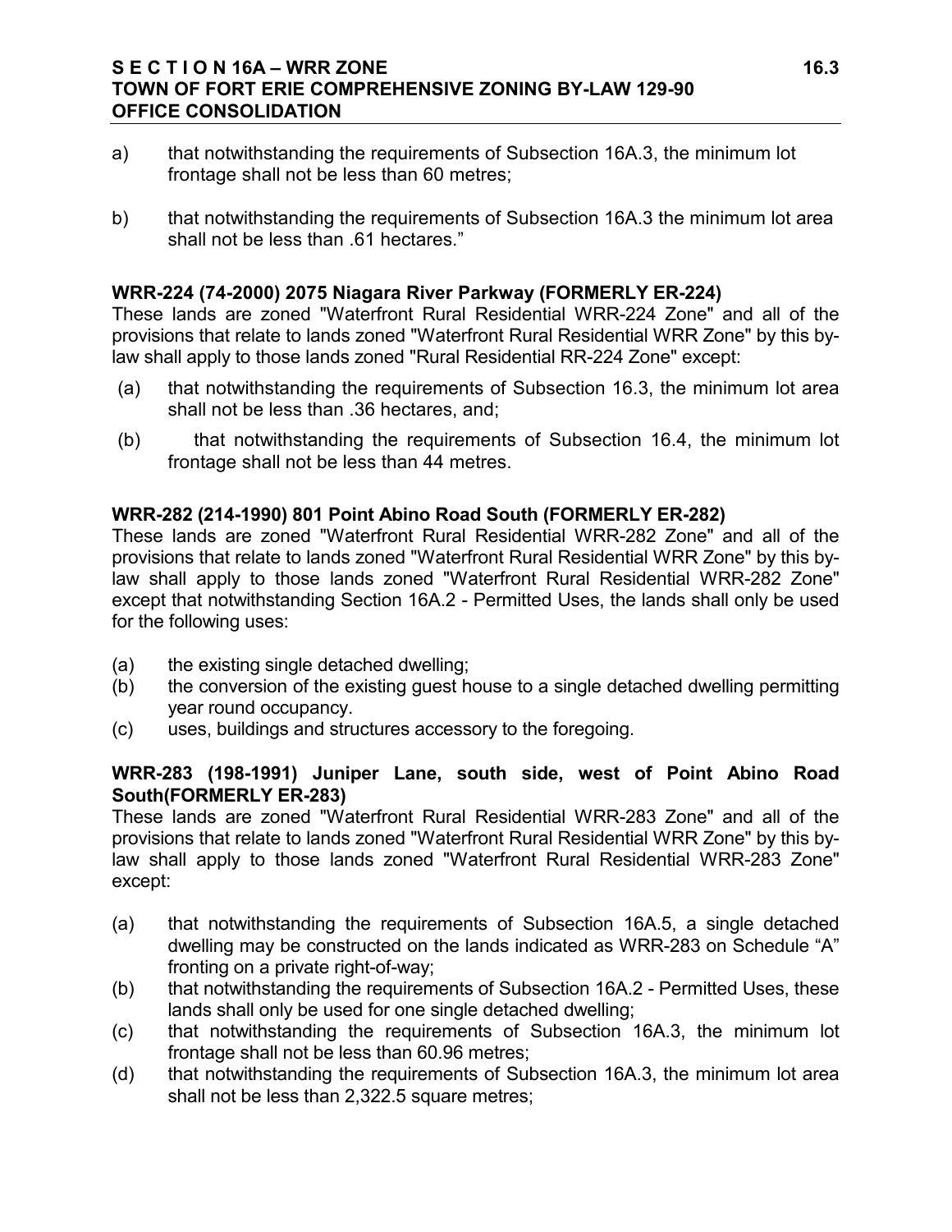a) that notwithstanding the requirements of Subsection 16A.3, the minimum lot frontage shall not be less than 60 metres;

b) that notwithstanding the requirements of Subsection 16A.3 the minimum lot area shall not be less than .61 hectares."

**WRR-224 (74-2000) 2075 Niagara River Parkway (FORMERLY ER-224)**

These lands are zoned "Waterfront Rural Residential WRR-224 Zone" and all of the provisions that relate to lands zoned "Waterfront Rural Residential WRR Zone" by this by-law shall apply to those lands zoned "Rural Residential RR-224 Zone" except:

(a) that notwithstanding the requirements of Subsection 16.3, the minimum lot area shall not be less than .36 hectares, and;

(b) that notwithstanding the requirements of Subsection 16.4, the minimum lot frontage shall not be less than 44 metres.

**WRR-282 (214-1990) 801 Point Abino Road South (FORMERLY ER-282)**

These lands are zoned "Waterfront Rural Residential WRR-282 Zone" and all of the provisions that relate to lands zoned "Waterfront Rural Residential WRR Zone" by this by-law shall apply to those lands zoned "Waterfront Rural Residential WRR-282 Zone" except that notwithstanding Section 16A.2 - Permitted Uses, the lands shall only be used for the following uses:

(a) the existing single detached dwelling;
(b) the conversion of the existing guest house to a single detached dwelling permitting year round occupancy.
(c) uses, buildings and structures accessory to the foregoing.

**WRR-283 (198-1991) Juniper Lane, south side, west of Point Abino Road South(FORMERLY ER-283)**

These lands are zoned "Waterfront Rural Residential WRR-283 Zone" and all of the provisions that relate to lands zoned "Waterfront Rural Residential WRR Zone" by this by-law shall apply to those lands zoned "Waterfront Rural Residential WRR-283 Zone" except:

(a) that notwithstanding the requirements of Subsection 16A.5, a single detached dwelling may be constructed on the lands indicated as WRR-283 on Schedule "A" fronting on a private right-of-way;
(b) that notwithstanding the requirements of Subsection 16A.2 - Permitted Uses, these lands shall only be used for one single detached dwelling;
(c) that notwithstanding the requirements of Subsection 16A.3, the minimum lot frontage shall not be less than 60.96 metres;
(d) that notwithstanding the requirements of Subsection 16A.3, the minimum lot area shall not be less than 2,322.5 square metres;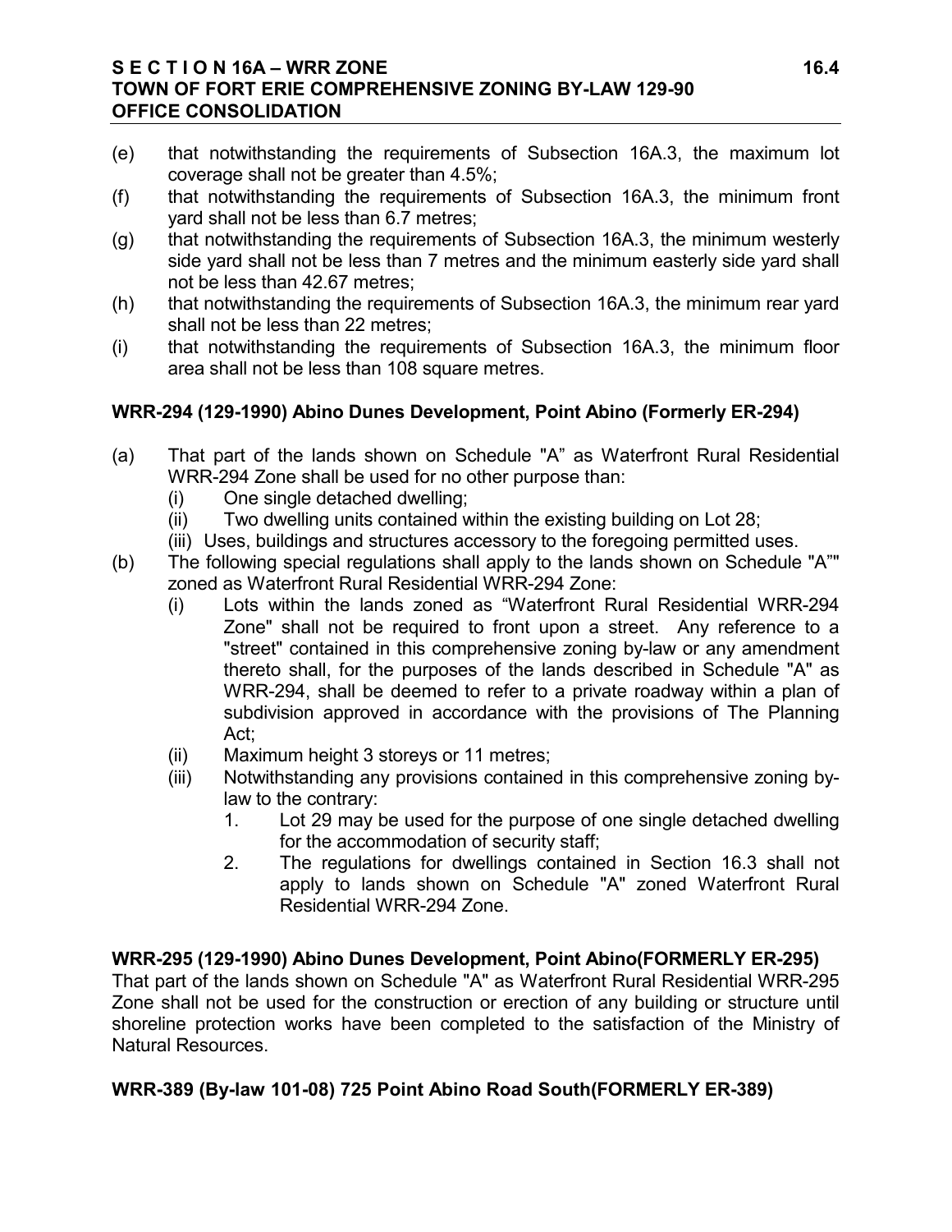(e) that notwithstanding the requirements of Subsection 16A.3, the maximum lot coverage shall not be greater than 4.5%;

(f) that notwithstanding the requirements of Subsection 16A.3, the minimum front yard shall not be less than 6.7 metres;

(g) that notwithstanding the requirements of Subsection 16A.3, the minimum westerly side yard shall not be less than 7 metres and the minimum easterly side yard shall not be less than 42.67 metres;

(h) that notwithstanding the requirements of Subsection 16A.3, the minimum rear yard shall not be less than 22 metres;

(i) that notwithstanding the requirements of Subsection 16A.3, the minimum floor area shall not be less than 108 square metres.

**WRR-294 (129-1990) Abino Dunes Development, Point Abino (Formerly ER-294)**

(a) That part of the lands shown on Schedule "A" as Waterfront Rural Residential WRR-294 Zone shall be used for no other purpose than:
   - (i) One single detached dwelling;
   - (ii) Two dwelling units contained within the existing building on Lot 28;
   - (iii) Uses, buildings and structures accessory to the foregoing permitted uses.

(b) The following special regulations shall apply to the lands shown on Schedule "A"" zoned as Waterfront Rural Residential WRR-294 Zone:
   - (i) Lots within the lands zoned as "Waterfront Rural Residential WRR-294 Zone" shall not be required to front upon a street. Any reference to a "street" contained in this comprehensive zoning by-law or any amendment thereto shall, for the purposes of the lands described in Schedule "A" as WRR-294, shall be deemed to refer to a private roadway within a plan of subdivision approved in accordance with the provisions of The Planning Act;
   - (ii) Maximum height 3 storeys or 11 metres;
   - (iii) Notwithstanding any provisions contained in this comprehensive zoning by-law to the contrary:
     1. Lot 29 may be used for the purpose of one single detached dwelling for the accommodation of security staff;
     2. The regulations for dwellings contained in Section 16.3 shall not apply to lands shown on Schedule "A" zoned Waterfront Rural Residential WRR-294 Zone.

**WRR-295 (129-1990) Abino Dunes Development, Point Abino(FORMERLY ER-295)**

That part of the lands shown on Schedule "A" as Waterfront Rural Residential WRR-295 Zone shall not be used for the construction or erection of any building or structure until shoreline protection works have been completed to the satisfaction of the Ministry of Natural Resources.

**WRR-389 (By-law 101-08) 725 Point Abino Road South(FORMERLY ER-389)**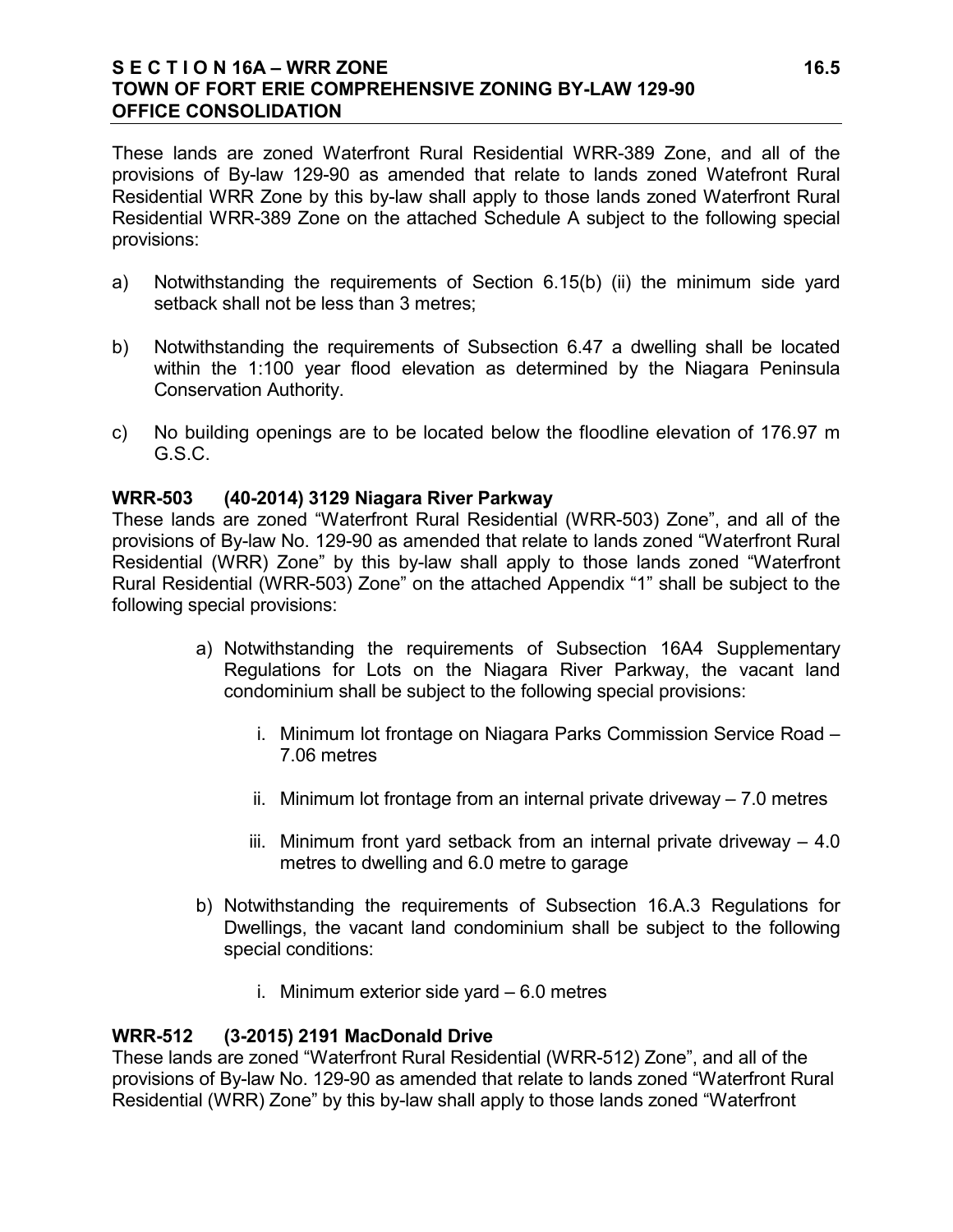These lands are zoned Waterfront Rural Residential WRR-389 Zone, and all of the provisions of By-law 129-90 as amended that relate to lands zoned Watefront Rural Residential WRR Zone by this by-law shall apply to those lands zoned Waterfront Rural Residential WRR-389 Zone on the attached Schedule A subject to the following special provisions:

a) Notwithstanding the requirements of Section 6.15(b) (ii) the minimum side yard setback shall not be less than 3 metres;

b) Notwithstanding the requirements of Subsection 6.47 a dwelling shall be located within the 1:100 year flood elevation as determined by the Niagara Peninsula Conservation Authority.

c) No building openings are to be located below the floodline elevation of 176.97 m G.S.C.

**WRR-503 (40-2014) 3129 Niagara River Parkway**

These lands are zoned "Waterfront Rural Residential (WRR-503) Zone", and all of the provisions of By-law No. 129-90 as amended that relate to lands zoned "Waterfront Rural Residential (WRR) Zone" by this by-law shall apply to those lands zoned "Waterfront Rural Residential (WRR-503) Zone" on the attached Appendix "1" shall be subject to the following special provisions:

a) Notwithstanding the requirements of Subsection 16A4 Supplementary Regulations for Lots on the Niagara River Parkway, the vacant land condominium shall be subject to the following special provisions:

   i. Minimum lot frontage on Niagara Parks Commission Service Road – 7.06 metres

   ii. Minimum lot frontage from an internal private driveway – 7.0 metres

   iii. Minimum front yard setback from an internal private driveway – 4.0 metres to dwelling and 6.0 metre to garage

b) Notwithstanding the requirements of Subsection 16.A.3 Regulations for Dwellings, the vacant land condominium shall be subject to the following special conditions:

   i. Minimum exterior side yard – 6.0 metres

**WRR-512 (3-2015) 2191 MacDonald Drive**

These lands are zoned "Waterfront Rural Residential (WRR-512) Zone", and all of the provisions of By-law No. 129-90 as amended that relate to lands zoned "Waterfront Rural Residential (WRR) Zone" by this by-law shall apply to those lands zoned "Waterfront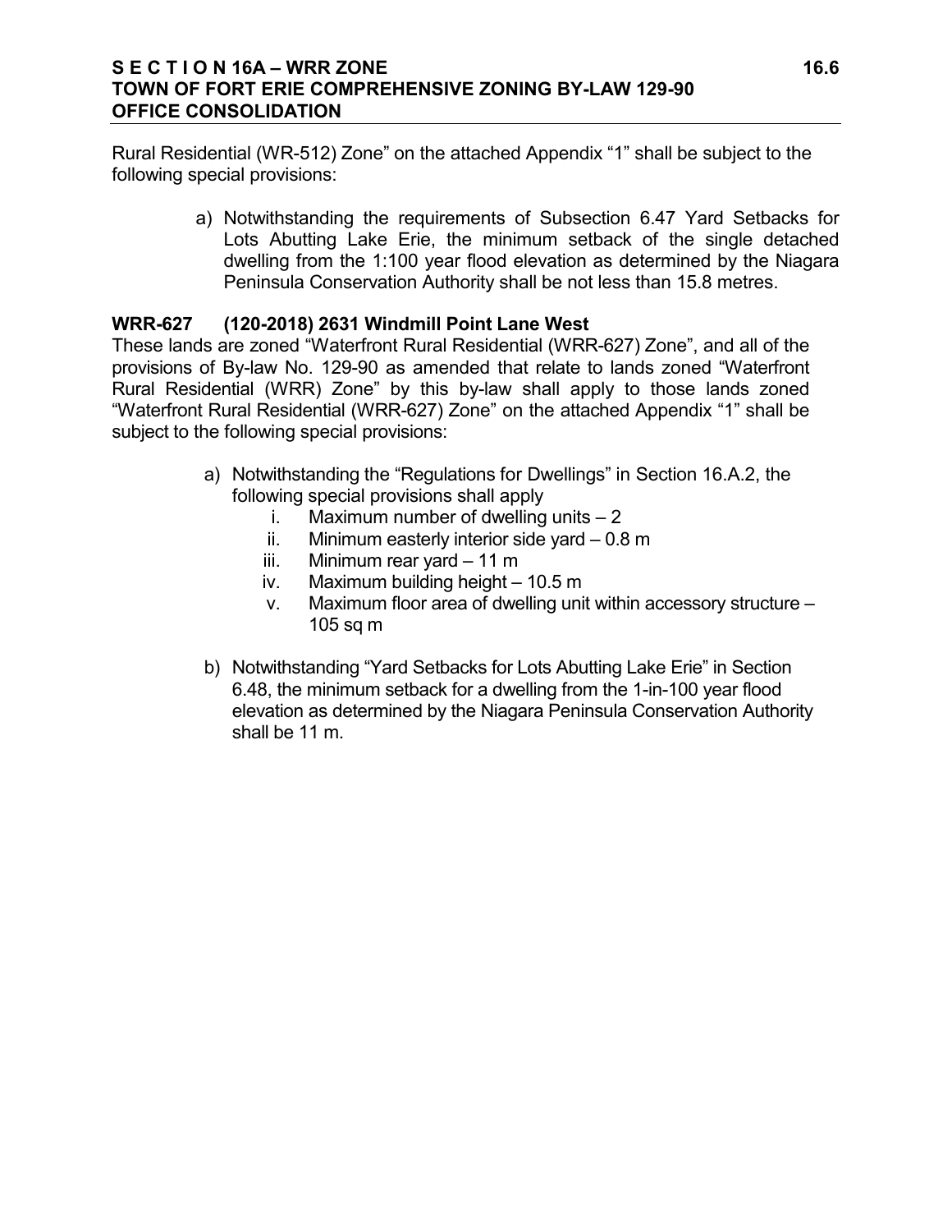Rural Residential (WR-512) Zone" on the attached Appendix "1" shall be subject to the following special provisions:

a) Notwithstanding the requirements of Subsection 6.47 Yard Setbacks for Lots Abutting Lake Erie, the minimum setback of the single detached dwelling from the 1:100 year flood elevation as determined by the Niagara Peninsula Conservation Authority shall be not less than 15.8 metres.

**WRR-627 (120-2018) 2631 Windmill Point Lane West**

These lands are zoned "Waterfront Rural Residential (WRR-627) Zone", and all of the provisions of By-law No. 129-90 as amended that relate to lands zoned "Waterfront Rural Residential (WRR) Zone" by this by-law shall apply to those lands zoned "Waterfront Rural Residential (WRR-627) Zone" on the attached Appendix "1" shall be subject to the following special provisions:

a) Notwithstanding the "Regulations for Dwellings" in Section 16.A.2, the following special provisions shall apply
   i. Maximum number of dwelling units – 2
   ii. Minimum easterly interior side yard – 0.8 m
   iii. Minimum rear yard – 11 m
   iv. Maximum building height – 10.5 m
   v. Maximum floor area of dwelling unit within accessory structure – 105 sq m

b) Notwithstanding "Yard Setbacks for Lots Abutting Lake Erie" in Section 6.48, the minimum setback for a dwelling from the 1-in-100 year flood elevation as determined by the Niagara Peninsula Conservation Authority shall be 11 m.